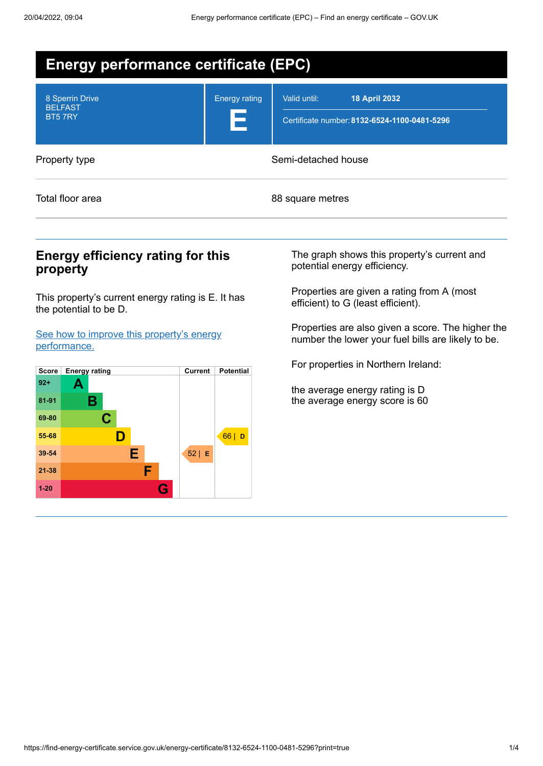# Energy performance certificate (EPC)

| 8 Sperrin Drive<br>BELFAST<br>BT5 7RY | Energy rating<br>**E** | Valid until: **18 April 2032**<br>Certificate number: **8132-6524-1100-0481-5296** |
|---|---|---|

| Property type | Semi-detached house |
|---|---|
| Total floor area | 88 square metres |

## Energy efficiency rating for this property

This property's current energy rating is E. It has the potential to be D.

[See how to improve this property's energy performance.](#)

| Score | Energy rating | Current | Potential |
|---|---|---|---|
| 92+ | A | | |
| 81-91 | B | | |
| 69-80 | C | | |
| 55-68 | D | | 66 \| D |
| 39-54 | E | 52 \| E | |
| 21-38 | F | | |
| 1-20 | G | | |

The graph shows this property's current and potential energy efficiency.

Properties are given a rating from A (most efficient) to G (least efficient).

Properties are also given a score. The higher the number the lower your fuel bills are likely to be.

For properties in Northern Ireland:

the average energy rating is D
the average energy score is 60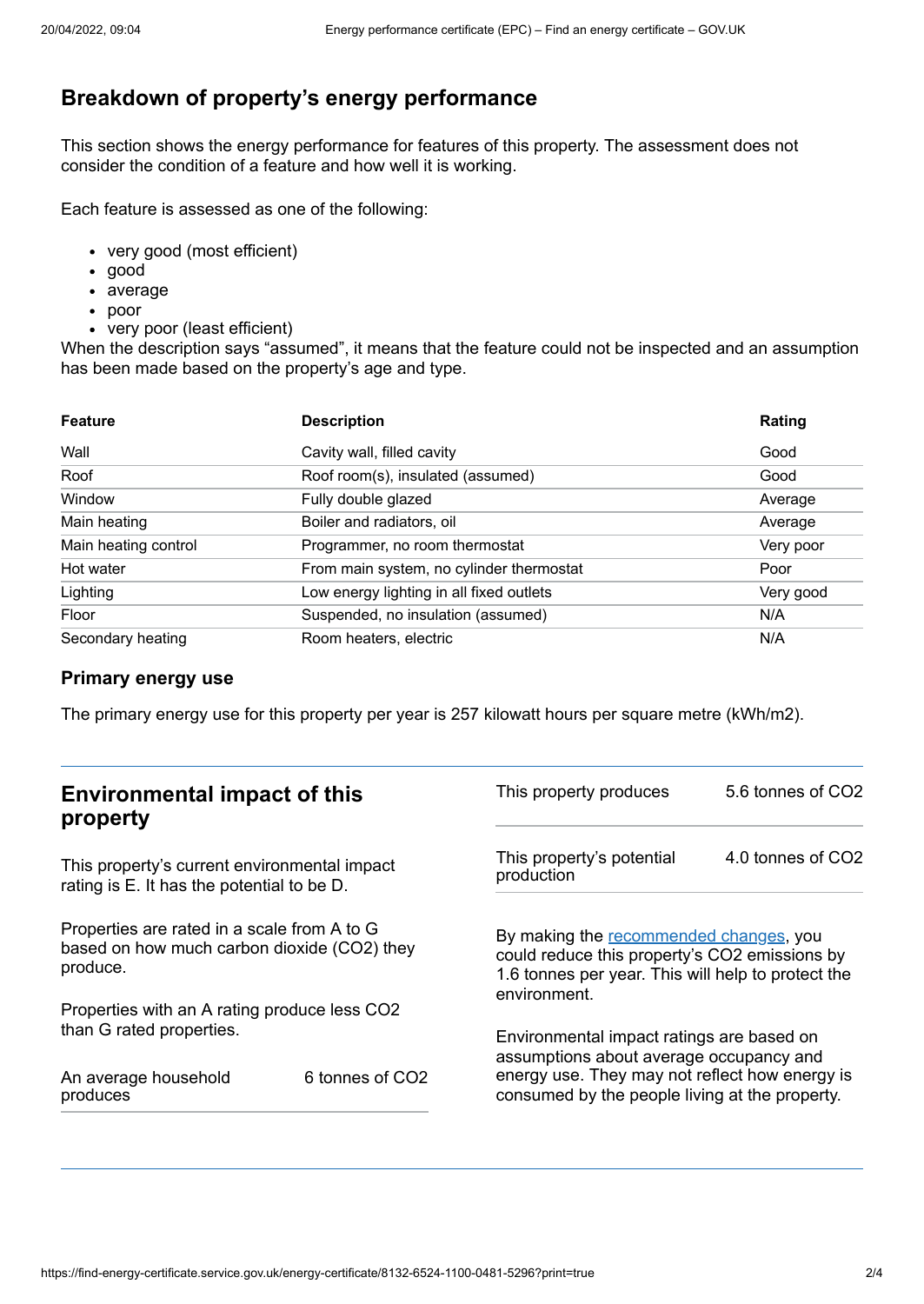## Breakdown of property's energy performance

This section shows the energy performance for features of this property. The assessment does not consider the condition of a feature and how well it is working.

Each feature is assessed as one of the following:

- very good (most efficient)
- good
- average
- poor
- very poor (least efficient)

When the description says "assumed", it means that the feature could not be inspected and an assumption has been made based on the property's age and type.

| Feature | Description | Rating |
|---|---|---|
| Wall | Cavity wall, filled cavity | Good |
| Roof | Roof room(s), insulated (assumed) | Good |
| Window | Fully double glazed | Average |
| Main heating | Boiler and radiators, oil | Average |
| Main heating control | Programmer, no room thermostat | Very poor |
| Hot water | From main system, no cylinder thermostat | Poor |
| Lighting | Low energy lighting in all fixed outlets | Very good |
| Floor | Suspended, no insulation (assumed) | N/A |
| Secondary heating | Room heaters, electric | N/A |

### Primary energy use

The primary energy use for this property per year is 257 kilowatt hours per square metre (kWh/m2).

## Environmental impact of this property

This property's current environmental impact rating is E. It has the potential to be D.

Properties are rated in a scale from A to G based on how much carbon dioxide ($CO_2$) they produce.

Properties with an A rating produce less $CO_2$ than G rated properties.

| | |
|---|---|
| An average household produces | 6 tonnes of $CO_2$ |
| This property produces | 5.6 tonnes of $CO_2$ |
| This property's potential production | 4.0 tonnes of $CO_2$ |

By making the recommended changes, you could reduce this property's $CO_2$ emissions by 1.6 tonnes per year. This will help to protect the environment.

Environmental impact ratings are based on assumptions about average occupancy and energy use. They may not reflect how energy is consumed by the people living at the property.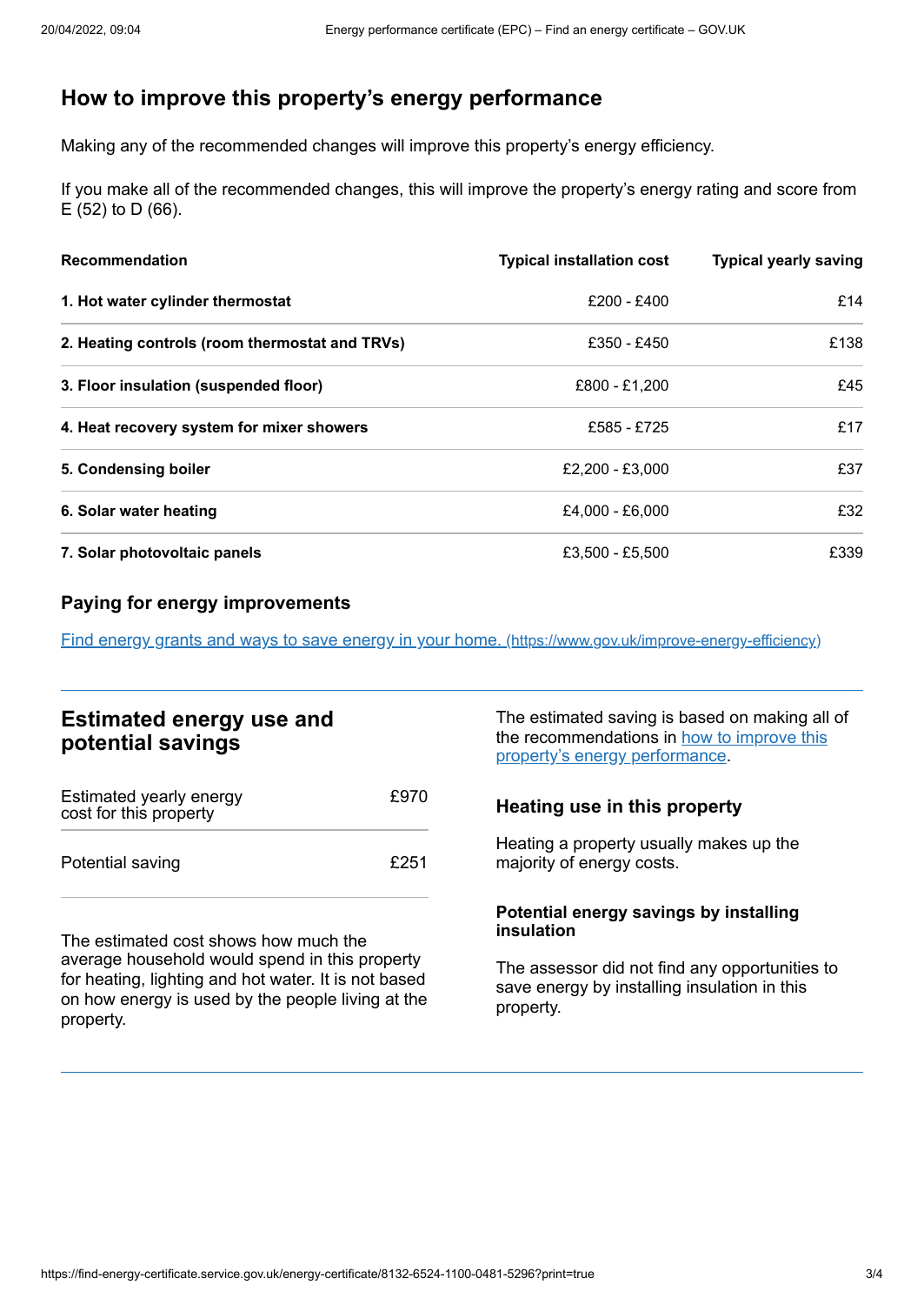## How to improve this property's energy performance

Making any of the recommended changes will improve this property's energy efficiency.

If you make all of the recommended changes, this will improve the property's energy rating and score from E (52) to D (66).

| Recommendation | Typical installation cost | Typical yearly saving |
| --- | --- | --- |
| **1. Hot water cylinder thermostat** | £200 - £400 | £14 |
| **2. Heating controls (room thermostat and TRVs)** | £350 - £450 | £138 |
| **3. Floor insulation (suspended floor)** | £800 - £1,200 | £45 |
| **4. Heat recovery system for mixer showers** | £585 - £725 | £17 |
| **5. Condensing boiler** | £2,200 - £3,000 | £37 |
| **6. Solar water heating** | £4,000 - £6,000 | £32 |
| **7. Solar photovoltaic panels** | £3,500 - £5,500 | £339 |

### Paying for energy improvements

[Find energy grants and ways to save energy in your home. (https://www.gov.uk/improve-energy-efficiency)](https://www.gov.uk/improve-energy-efficiency)

## Estimated energy use and potential savings

| | |
| --- | --- |
| Estimated yearly energy cost for this property | £970 |
| Potential saving | £251 |

The estimated cost shows how much the average household would spend in this property for heating, lighting and hot water. It is not based on how energy is used by the people living at the property.

The estimated saving is based on making all of the recommendations in how to improve this property's energy performance.

### Heating use in this property

Heating a property usually makes up the majority of energy costs.

#### Potential energy savings by installing insulation

The assessor did not find any opportunities to save energy by installing insulation in this property.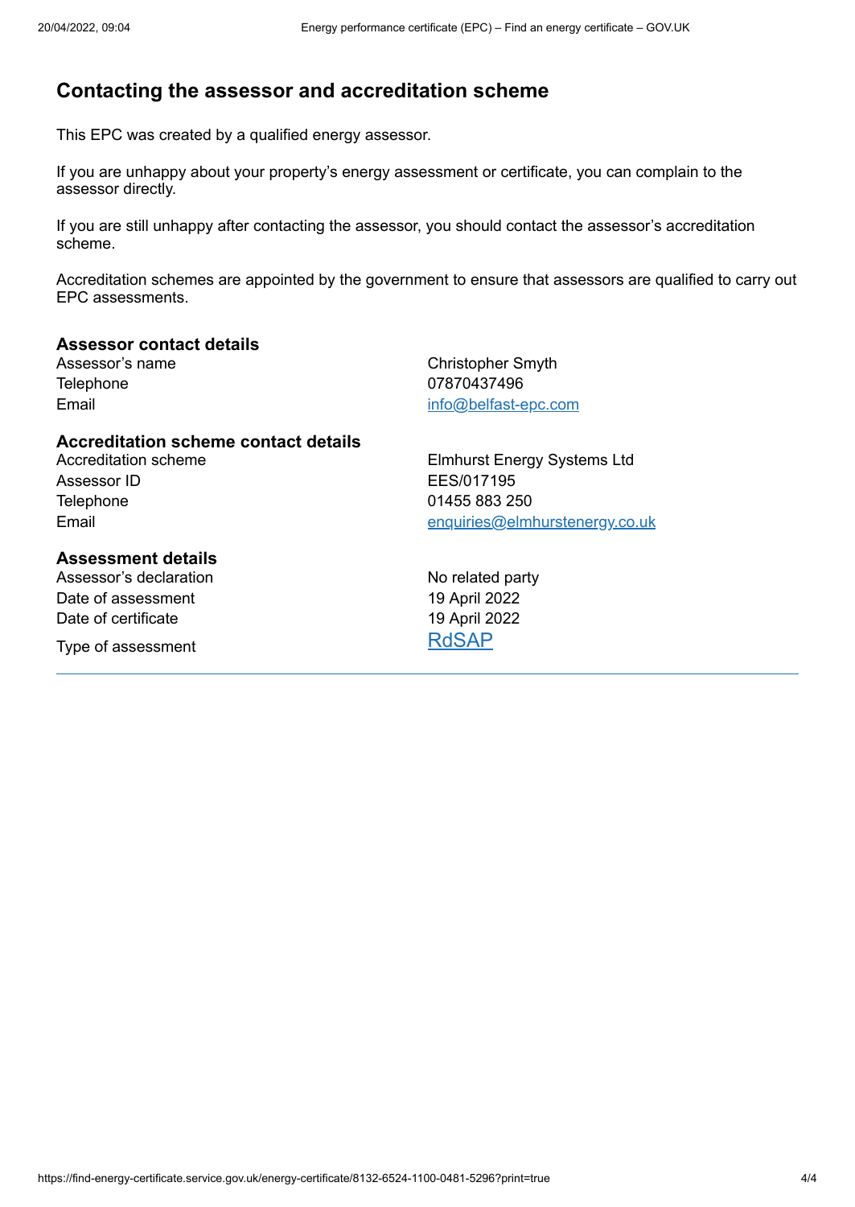## Contacting the assessor and accreditation scheme

This EPC was created by a qualified energy assessor.

If you are unhappy about your property's energy assessment or certificate, you can complain to the assessor directly.

If you are still unhappy after contacting the assessor, you should contact the assessor's accreditation scheme.

Accreditation schemes are appointed by the government to ensure that assessors are qualified to carry out EPC assessments.

### Assessor contact details

| | |
|---|---|
| Assessor's name | Christopher Smyth |
| Telephone | 07870437496 |
| Email | info@belfast-epc.com |

### Accreditation scheme contact details

| | |
|---|---|
| Accreditation scheme | Elmhurst Energy Systems Ltd |
| Assessor ID | EES/017195 |
| Telephone | 01455 883 250 |
| Email | enquiries@elmhurstenergy.co.uk |

### Assessment details

| | |
|---|---|
| Assessor's declaration | No related party |
| Date of assessment | 19 April 2022 |
| Date of certificate | 19 April 2022 |
| Type of assessment | RdSAP |